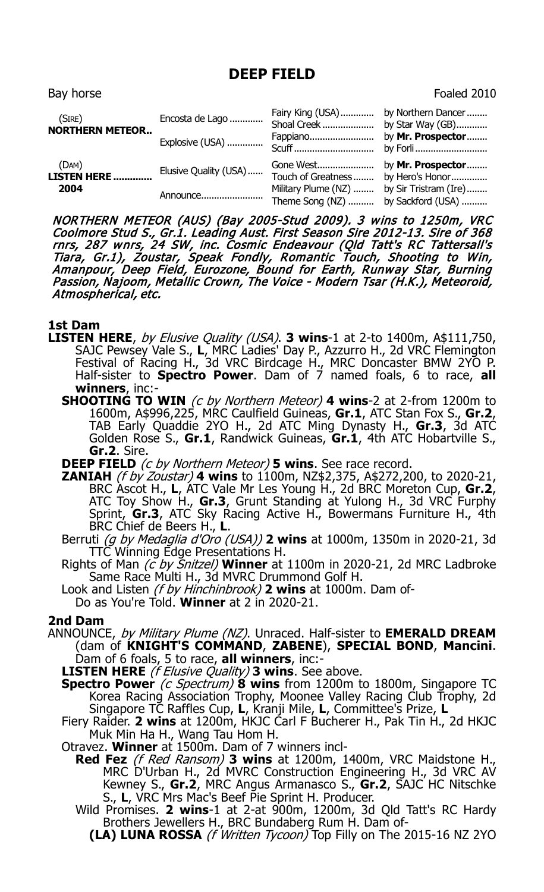# DEEP FIELD

Bay horse Foaled 2010

| | | | |
|---|---|---|---|
| (SIRE) **NORTHERN METEOR..** | Encosta de Lago ............ | Fairy King (USA)............ | by Northern Dancer ........ |
| | | Shoal Creek .................... | by Star Way (GB)............ |
| | Explosive (USA) ............. | Fappiano......................... | by **Mr. Prospector**........ |
| | | Scuff ............................... | by Forli ............................ |
| (DAM) **LISTEN HERE .............** **2004** | Elusive Quality (USA)...... | Gone West...................... | by **Mr. Prospector**........ |
| | | Touch of Greatness........ | by Hero's Honor.............. |
| | Announce........................ | Military Plume (NZ) ........ | by Sir Tristram (Ire)........ |
| | | Theme Song (NZ) .......... | by Sackford (USA) .......... |

*NORTHERN METEOR (AUS) (Bay 2005-Stud 2009). 3 wins to 1250m, VRC Coolmore Stud S., Gr.1. Leading Aust. First Season Sire 2012-13. Sire of 368 rnrs, 287 wnrs, 24 SW, inc. Cosmic Endeavour (Qld Tatt's RC Tattersall's Tiara, Gr.1), Zoustar, Speak Fondly, Romantic Touch, Shooting to Win, Amanpour, Deep Field, Eurozone, Bound for Earth, Runway Star, Burning Passion, Najoom, Metallic Crown, The Voice - Modern Tsar (H.K.), Meteoroid, Atmospherical, etc.*

**1st Dam**

**LISTEN HERE**, *by Elusive Quality (USA)*. **3 wins**-1 at 2-to 1400m, A$111,750, SAJC Pewsey Vale S., **L**, MRC Ladies' Day P., Azzurro H., 2d VRC Flemington Festival of Racing H., 3d VRC Birdcage H., MRC Doncaster BMW 2YO P. Half-sister to **Spectro Power**. Dam of 7 named foals, 6 to race, **all winners**, inc:-

- **SHOOTING TO WIN** *(c by Northern Meteor)* **4 wins**-2 at 2-from 1200m to 1600m, A$996,225, MRC Caulfield Guineas, **Gr.1**, ATC Stan Fox S., **Gr.2**, TAB Early Quaddie 2YO H., 2d ATC Ming Dynasty H., **Gr.3**, 3d ATC Golden Rose S., **Gr.1**, Randwick Guineas, **Gr.1**, 4th ATC Hobartville S., **Gr.2**. Sire.
- **DEEP FIELD** *(c by Northern Meteor)* **5 wins**. See race record.
- **ZANIAH** *(f by Zoustar)* **4 wins** to 1100m, NZ$2,375, A$272,200, to 2020-21, BRC Ascot H., **L**, ATC Vale Mr Les Young H., 2d BRC Moreton Cup, **Gr.2**, ATC Toy Show H., **Gr.3**, Grunt Standing at Yulong H., 3d VRC Furphy Sprint, **Gr.3**, ATC Sky Racing Active H., Bowermans Furniture H., 4th BRC Chief de Beers H., **L**.
- Berruti *(g by Medaglia d'Oro (USA))* **2 wins** at 1000m, 1350m in 2020-21, 3d TTC Winning Edge Presentations H.
- Rights of Man *(c by Snitzel)* **Winner** at 1100m in 2020-21, 2d MRC Ladbroke Same Race Multi H., 3d MVRC Drummond Golf H.
- Look and Listen *(f by Hinchinbrook)* **2 wins** at 1000m. Dam of-
  - Do as You're Told. **Winner** at 2 in 2020-21.

**2nd Dam**

ANNOUNCE, *by Military Plume (NZ)*. Unraced. Half-sister to **EMERALD DREAM** (dam of **KNIGHT'S COMMAND**, **ZABENE**), **SPECIAL BOND**, **Mancini**. Dam of 6 foals, 5 to race, **all winners**, inc:-

- **LISTEN HERE** *(f Elusive Quality)* **3 wins**. See above.
- **Spectro Power** *(c Spectrum)* **8 wins** from 1200m to 1800m, Singapore TC Korea Racing Association Trophy, Moonee Valley Racing Club Trophy, 2d Singapore TC Raffles Cup, **L**, Kranji Mile, **L**, Committee's Prize, **L**
- Fiery Raider. **2 wins** at 1200m, HKJC Carl F Bucherer H., Pak Tin H., 2d HKJC Muk Min Ha H., Wang Tau Hom H.
- Otravez. **Winner** at 1500m. Dam of 7 winners incl-
  - **Red Fez** *(f Red Ransom)* **3 wins** at 1200m, 1400m, VRC Maidstone H., MRC D'Urban H., 2d MVRC Construction Engineering H., 3d VRC AV Kewney S., **Gr.2**, MRC Angus Armanasco S., **Gr.2**, SAJC HC Nitschke S., **L**, VRC Mrs Mac's Beef Pie Sprint H. Producer.
  - Wild Promises. **2 wins**-1 at 2-at 900m, 1200m, 3d Qld Tatt's RC Hardy Brothers Jewellers H., BRC Bundaberg Rum H. Dam of-
    - **(LA) LUNA ROSSA** *(f Written Tycoon)* Top Filly on The 2015-16 NZ 2YO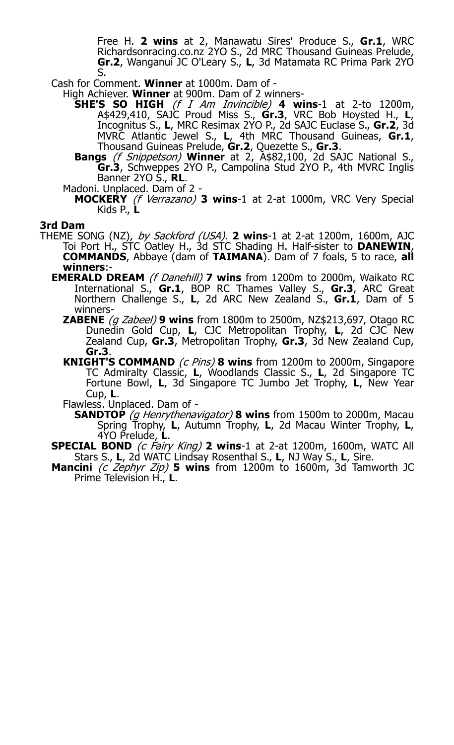Free H. **2 wins** at 2, Manawatu Sires' Produce S., **Gr.1**, WRC Richardsonracing.co.nz 2YO S., 2d MRC Thousand Guineas Prelude, **Gr.2**, Wanganui JC O'Leary S., **L**, 3d Matamata RC Prima Park 2YO S.

Cash for Comment. **Winner** at 1000m. Dam of -

High Achiever. **Winner** at 900m. Dam of 2 winners-

**SHE'S SO HIGH** *(f I Am Invincible)* **4 wins**-1 at 2-to 1200m, A$429,410, SAJC Proud Miss S., **Gr.3**, VRC Bob Hoysted H., **L**, Incognitus S., **L**, MRC Resimax 2YO P., 2d SAJC Euclase S., **Gr.2**, 3d MVRC Atlantic Jewel S., **L**, 4th MRC Thousand Guineas, **Gr.1**, Thousand Guineas Prelude, **Gr.2**, Quezette S., **Gr.3**.

**Bangs** *(f Snippetson)* **Winner** at 2, A$82,100, 2d SAJC National S., **Gr.3**, Schweppes 2YO P., Campolina Stud 2YO P., 4th MVRC Inglis Banner 2YO S., **RL**.

Madoni. Unplaced. Dam of 2 -

**MOCKERY** *(f Verrazano)* **3 wins**-1 at 2-at 1000m, VRC Very Special Kids P., **L**

### 3rd Dam

THEME SONG (NZ), *by Sackford (USA)*. **2 wins**-1 at 2-at 1200m, 1600m, AJC Toi Port H., STC Oatley H., 3d STC Shading H. Half-sister to **DANEWIN**, **COMMANDS**, Abbaye (dam of **TAIMANA**). Dam of 7 foals, 5 to race, **all winners**:-

**EMERALD DREAM** *(f Danehill)* **7 wins** from 1200m to 2000m, Waikato RC International S., **Gr.1**, BOP RC Thames Valley S., **Gr.3**, ARC Great Northern Challenge S., **L**, 2d ARC New Zealand S., **Gr.1**, Dam of 5 winners-

**ZABENE** *(g Zabeel)* **9 wins** from 1800m to 2500m, NZ$213,697, Otago RC Dunedin Gold Cup, **L**, CJC Metropolitan Trophy, **L**, 2d CJC New Zealand Cup, **Gr.3**, Metropolitan Trophy, **Gr.3**, 3d New Zealand Cup, **Gr.3**.

**KNIGHT'S COMMAND** *(c Pins)* **8 wins** from 1200m to 2000m, Singapore TC Admiralty Classic, **L**, Woodlands Classic S., **L**, 2d Singapore TC Fortune Bowl, **L**, 3d Singapore TC Jumbo Jet Trophy, **L**, New Year Cup, **L**.

Flawless. Unplaced. Dam of -

**SANDTOP** *(g Henrythenavigator)* **8 wins** from 1500m to 2000m, Macau Spring Trophy, **L**, Autumn Trophy, **L**, 2d Macau Winter Trophy, **L**, 4YO Prelude, **L**.

**SPECIAL BOND** *(c Fairy King)* **2 wins**-1 at 2-at 1200m, 1600m, WATC All Stars S., **L**, 2d WATC Lindsay Rosenthal S., **L**, NJ Way S., **L**, Sire.

**Mancini** *(c Zephyr Zip)* **5 wins** from 1200m to 1600m, 3d Tamworth JC Prime Television H., **L**.